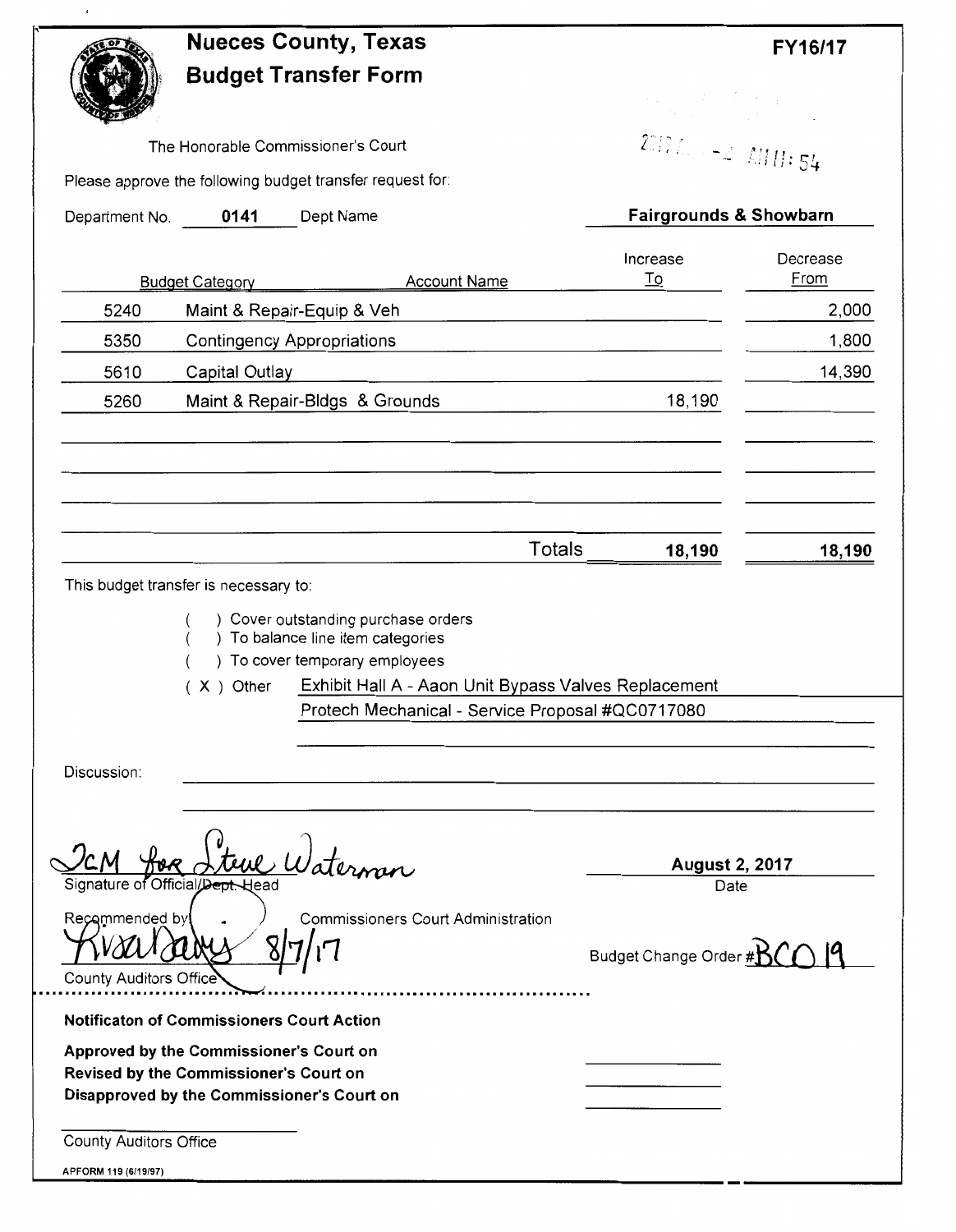# Nueces County, Texas
## Budget Transfer Form

**FY16/17**

The Honorable Commissioner's Court

2017 ... -2 AM 11:54

Please approve the following budget transfer request for:

Department No. **0141** Dept Name **Fairgrounds & Showbarn**

| Budget Category | Account Name | Increase To | Decrease From |
|---|---|---|---|
| 5240 | Maint & Repair-Equip & Veh | | 2,000 |
| 5350 | Contingency Appropriations | | 1,800 |
| 5610 | Capital Outlay | | 14,390 |
| 5260 | Maint & Repair-Bldgs & Grounds | 18,190 | |
| | Totals | **18,190** | **18,190** |

This budget transfer is necessary to:

- ( ) Cover outstanding purchase orders
- ( ) To balance line item categories
- ( ) To cover temporary employees
- ( X ) Other Exhibit Hall A - Aaon Unit Bypass Valves Replacement
  Protech Mechanical - Service Proposal #QC0717080

Discussion:

JCM for Steve Waterman
Signature of Official/Dept. Head

**August 2, 2017**
Date

Recommended by Commissioners Court Administration

Rosa Davis 8/7/17
County Auditors Office

Budget Change Order # BCO 19

**Notificaton of Commissioners Court Action**

**Approved by the Commissioner's Court on** \_\_\_\_\_\_\_\_\_\_
**Revised by the Commissioner's Court on** \_\_\_\_\_\_\_\_\_\_
**Disapproved by the Commissioner's Court on** \_\_\_\_\_\_\_\_\_\_

County Auditors Office

APFORM 119 (6/19/97)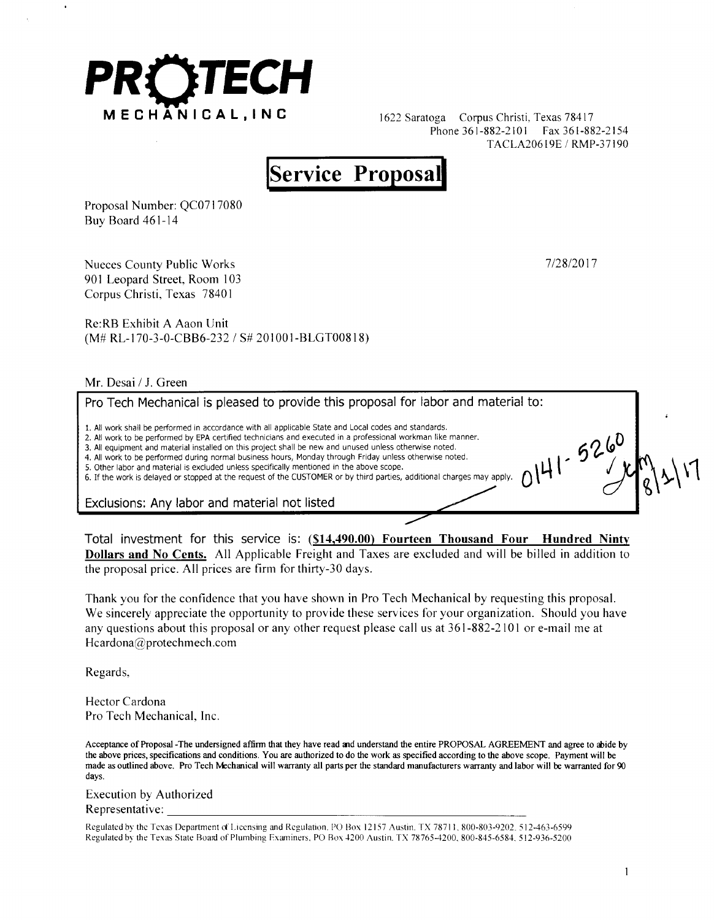# PRO TECH MECHANICAL, INC

1622 Saratoga Corpus Christi, Texas 78417
Phone 361-882-2101 Fax 361-882-2154
TACLA20619E / RMP-37190

# Service Proposal

Proposal Number: QC0717080
Buy Board 461-14

Nueces County Public Works
901 Leopard Street, Room 103
Corpus Christi, Texas 78401

7/28/2017

Re:RB Exhibit A Aaon Unit
(M# RL-170-3-0-CBB6-232 / S# 201001-BLGT00818)

Mr. Desai / J. Green

Pro Tech Mechanical is pleased to provide this proposal for labor and material to:

1. All work shall be performed in accordance with all applicable State and Local codes and standards.
2. All work to be performed by EPA certified technicians and executed in a professional workman like manner.
3. All equipment and material installed on this project shall be new and unused unless otherwise noted.
4. All work to be performed during normal business hours, Monday through Friday unless otherwise noted.
5. Other labor and material is excluded unless specifically mentioned in the above scope.
6. If the work is delayed or stopped at the request of the CUSTOMER or by third parties, additional charges may apply.

Exclusions: Any labor and material not listed

0141-5260 ✓ 8/1/17

Total investment for this service is: **($14,490.00) Fourteen Thousand Four Hundred Ninty Dollars and No Cents.** All Applicable Freight and Taxes are excluded and will be billed in addition to the proposal price. All prices are firm for thirty-30 days.

Thank you for the confidence that you have shown in Pro Tech Mechanical by requesting this proposal. We sincerely appreciate the opportunity to provide these services for your organization. Should you have any questions about this proposal or any other request please call us at 361-882-2101 or e-mail me at Hcardona@protechmech.com

Regards,

Hector Cardona
Pro Tech Mechanical, Inc.

Acceptance of Proposal -The undersigned affirm that they have read and understand the entire PROPOSAL AGREEMENT and agree to abide by the above prices, specifications and conditions. You are authorized to do the work as specified according to the above scope. Payment will be made as outlined above. Pro Tech Mechanical will warranty all parts per the standard manufacturers warranty and labor will be warranted for 90 days.

Execution by Authorized
Representative: \_\_\_\_\_\_\_\_\_\_\_\_\_\_\_\_\_\_\_\_\_\_\_\_\_\_\_\_\_\_\_\_\_\_\_\_

Regulated by the Texas Department of Licensing and Regulation, PO Box 12157 Austin, TX 78711, 800-803-9202, 512-463-6599
Regulated by the Texas State Board of Plumbing Examiners, PO Box 4200 Austin, TX 78765-4200, 800-845-6584, 512-936-5200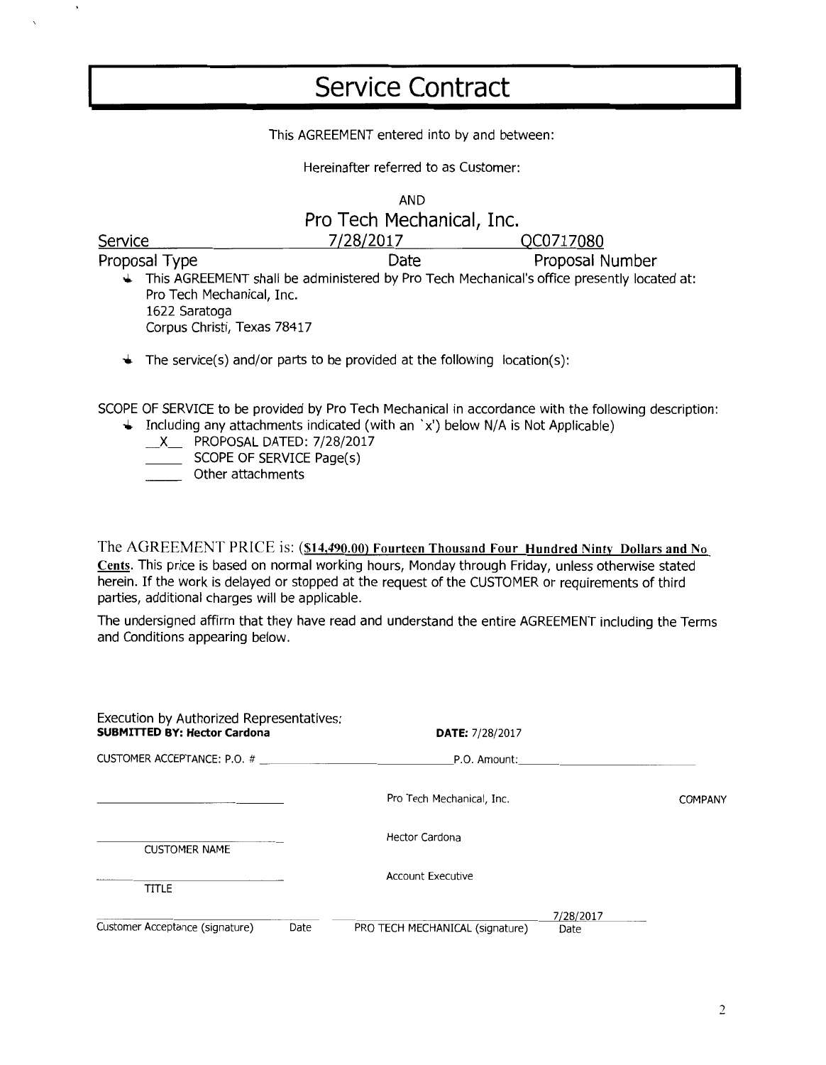# Service Contract

This AGREEMENT entered into by and between:

Hereinafter referred to as Customer:

AND

Pro Tech Mechanical, Inc.

| Service | 7/28/2017 | QC0717080 |
|---|---|---|
| Proposal Type | Date | Proposal Number |

- This AGREEMENT shall be administered by Pro Tech Mechanical's office presently located at:
  Pro Tech Mechanical, Inc.
  1622 Saratoga
  Corpus Christi, Texas 78417

- The service(s) and/or parts to be provided at the following location(s):

SCOPE OF SERVICE to be provided by Pro Tech Mechanical in accordance with the following description:

- Including any attachments indicated (with an `x') below N/A is Not Applicable)
  - __X__ PROPOSAL DATED: 7/28/2017
  - _____ SCOPE OF SERVICE Page(s)
  - _____ Other attachments

The AGREEMENT PRICE is: (**$14,490.00) Fourteen Thousand Four Hundred Ninty Dollars and No Cents**. This price is based on normal working hours, Monday through Friday, unless otherwise stated herein. If the work is delayed or stopped at the request of the CUSTOMER or requirements of third parties, additional charges will be applicable.

The undersigned affirm that they have read and understand the entire AGREEMENT including the Terms and Conditions appearing below.

Execution by Authorized Representatives:

**SUBMITTED BY: Hector Cardona** **DATE:** 7/28/2017

CUSTOMER ACCEPTANCE: P.O. # ______________________ P.O. Amount: ______________________

| | | |
|---|---|---|
| ______________________ | Pro Tech Mechanical, Inc. | COMPANY |
| CUSTOMER NAME | Hector Cardona | |
| TITLE | Account Executive | |
| Customer Acceptance (signature) Date | PRO TECH MECHANICAL (signature) | 7/28/2017 Date |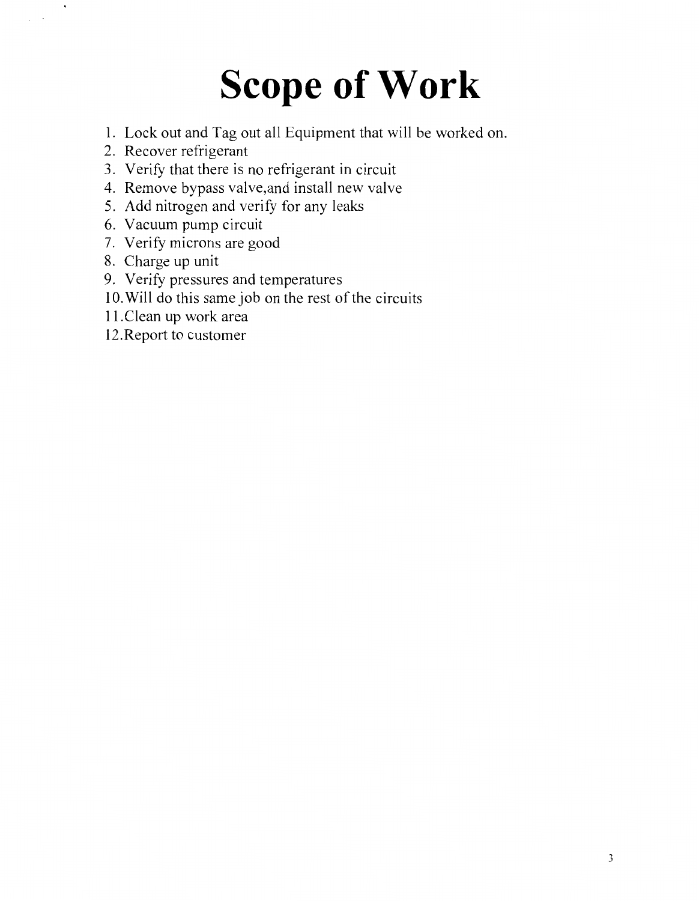# Scope of Work

1. Lock out and Tag out all Equipment that will be worked on.
2. Recover refrigerant
3. Verify that there is no refrigerant in circuit
4. Remove bypass valve,and install new valve
5. Add nitrogen and verify for any leaks
6. Vacuum pump circuit
7. Verify microns are good
8. Charge up unit
9. Verify pressures and temperatures
10. Will do this same job on the rest of the circuits
11. Clean up work area
12. Report to customer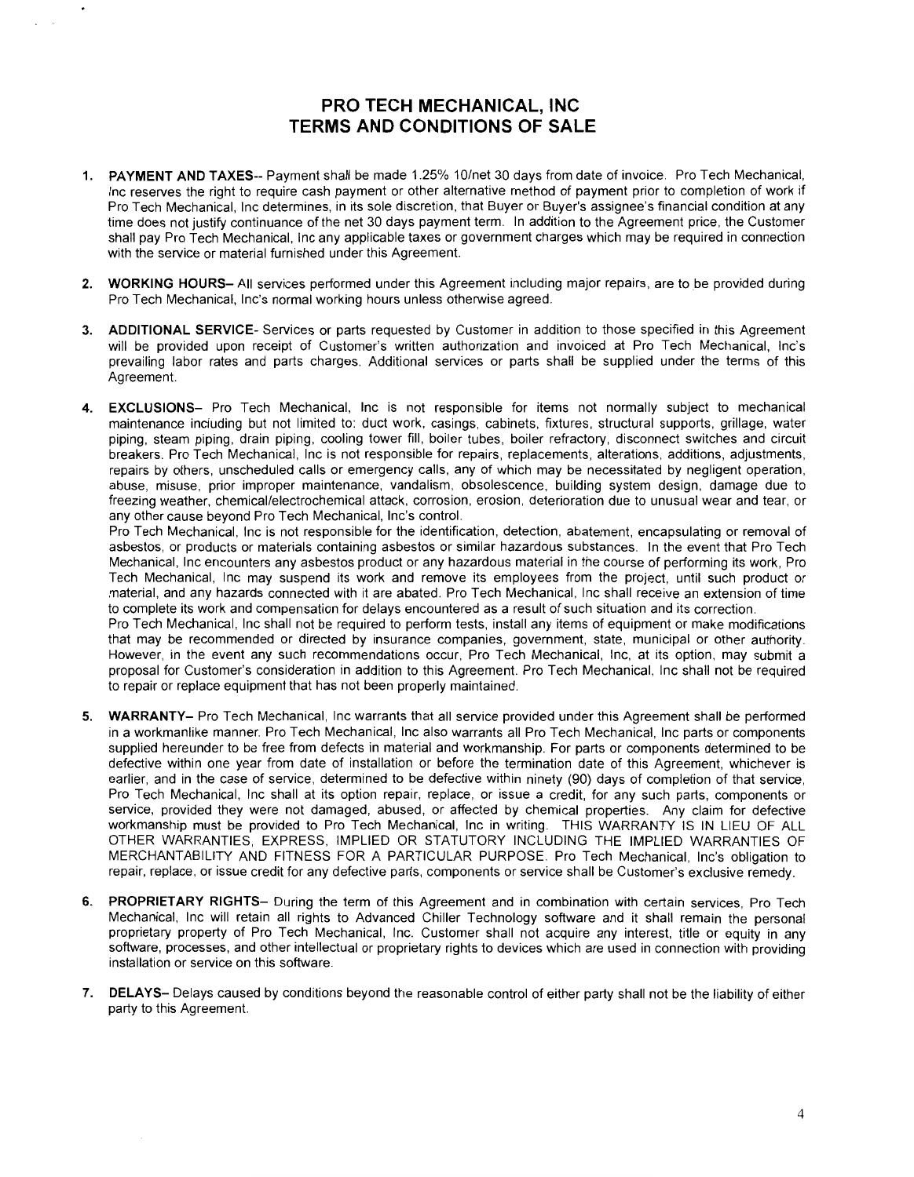# PRO TECH MECHANICAL, INC
# TERMS AND CONDITIONS OF SALE

1. **PAYMENT AND TAXES**-- Payment shall be made 1.25% 10/net 30 days from date of invoice. Pro Tech Mechanical, Inc reserves the right to require cash payment or other alternative method of payment prior to completion of work if Pro Tech Mechanical, Inc determines, in its sole discretion, that Buyer or Buyer's assignee's financial condition at any time does not justify continuance of the net 30 days payment term. In addition to the Agreement price, the Customer shall pay Pro Tech Mechanical, Inc any applicable taxes or government charges which may be required in connection with the service or material furnished under this Agreement.

2. **WORKING HOURS**– All services performed under this Agreement including major repairs, are to be provided during Pro Tech Mechanical, Inc's normal working hours unless otherwise agreed.

3. **ADDITIONAL SERVICE**- Services or parts requested by Customer in addition to those specified in this Agreement will be provided upon receipt of Customer's written authorization and invoiced at Pro Tech Mechanical, Inc's prevailing labor rates and parts charges. Additional services or parts shall be supplied under the terms of this Agreement.

4. **EXCLUSIONS**– Pro Tech Mechanical, Inc is not responsible for items not normally subject to mechanical maintenance including but not limited to: duct work, casings, cabinets, fixtures, structural supports, grillage, water piping, steam piping, drain piping, cooling tower fill, boiler tubes, boiler refractory, disconnect switches and circuit breakers. Pro Tech Mechanical, Inc is not responsible for repairs, replacements, alterations, additions, adjustments, repairs by others, unscheduled calls or emergency calls, any of which may be necessitated by negligent operation, abuse, misuse, prior improper maintenance, vandalism, obsolescence, building system design, damage due to freezing weather, chemical/electrochemical attack, corrosion, erosion, deterioration due to unusual wear and tear, or any other cause beyond Pro Tech Mechanical, Inc's control.
   Pro Tech Mechanical, Inc is not responsible for the identification, detection, abatement, encapsulating or removal of asbestos, or products or materials containing asbestos or similar hazardous substances. In the event that Pro Tech Mechanical, Inc encounters any asbestos product or any hazardous material in the course of performing its work, Pro Tech Mechanical, Inc may suspend its work and remove its employees from the project, until such product or material, and any hazards connected with it are abated. Pro Tech Mechanical, Inc shall receive an extension of time to complete its work and compensation for delays encountered as a result of such situation and its correction.
   Pro Tech Mechanical, Inc shall not be required to perform tests, install any items of equipment or make modifications that may be recommended or directed by insurance companies, government, state, municipal or other authority. However, in the event any such recommendations occur, Pro Tech Mechanical, Inc, at its option, may submit a proposal for Customer's consideration in addition to this Agreement. Pro Tech Mechanical, Inc shall not be required to repair or replace equipment that has not been properly maintained.

5. **WARRANTY**– Pro Tech Mechanical, Inc warrants that all service provided under this Agreement shall be performed in a workmanlike manner. Pro Tech Mechanical, Inc also warrants all Pro Tech Mechanical, Inc parts or components supplied hereunder to be free from defects in material and workmanship. For parts or components determined to be defective within one year from date of installation or before the termination date of this Agreement, whichever is earlier, and in the case of service, determined to be defective within ninety (90) days of completion of that service, Pro Tech Mechanical, Inc shall at its option repair, replace, or issue a credit, for any such parts, components or service, provided they were not damaged, abused, or affected by chemical properties. Any claim for defective workmanship must be provided to Pro Tech Mechanical, Inc in writing. THIS WARRANTY IS IN LIEU OF ALL OTHER WARRANTIES, EXPRESS, IMPLIED OR STATUTORY INCLUDING THE IMPLIED WARRANTIES OF MERCHANTABILITY AND FITNESS FOR A PARTICULAR PURPOSE. Pro Tech Mechanical, Inc's obligation to repair, replace, or issue credit for any defective parts, components or service shall be Customer's exclusive remedy.

6. **PROPRIETARY RIGHTS**– During the term of this Agreement and in combination with certain services, Pro Tech Mechanical, Inc will retain all rights to Advanced Chiller Technology software and it shall remain the personal proprietary property of Pro Tech Mechanical, Inc. Customer shall not acquire any interest, title or equity in any software, processes, and other intellectual or proprietary rights to devices which are used in connection with providing installation or service on this software.

7. **DELAYS**– Delays caused by conditions beyond the reasonable control of either party shall not be the liability of either party to this Agreement.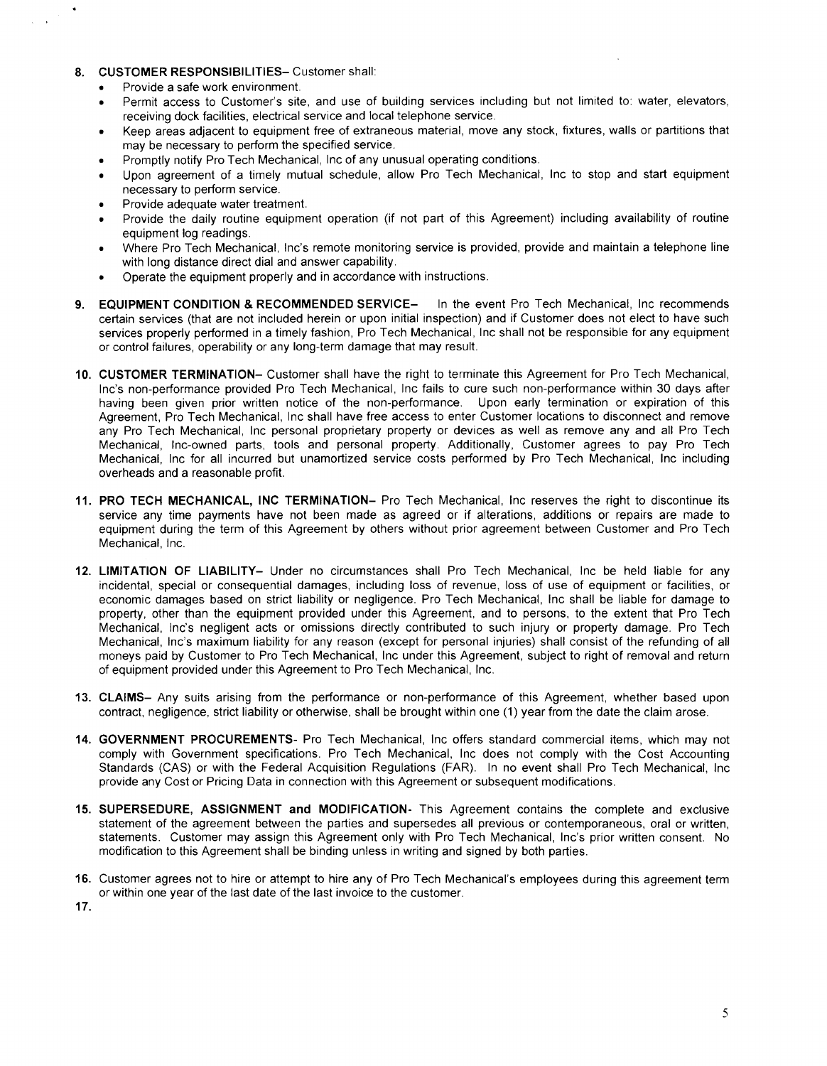8. **CUSTOMER RESPONSIBILITIES–** Customer shall:
   - Provide a safe work environment.
   - Permit access to Customer's site, and use of building services including but not limited to: water, elevators, receiving dock facilities, electrical service and local telephone service.
   - Keep areas adjacent to equipment free of extraneous material, move any stock, fixtures, walls or partitions that may be necessary to perform the specified service.
   - Promptly notify Pro Tech Mechanical, Inc of any unusual operating conditions.
   - Upon agreement of a timely mutual schedule, allow Pro Tech Mechanical, Inc to stop and start equipment necessary to perform service.
   - Provide adequate water treatment.
   - Provide the daily routine equipment operation (if not part of this Agreement) including availability of routine equipment log readings.
   - Where Pro Tech Mechanical, Inc's remote monitoring service is provided, provide and maintain a telephone line with long distance direct dial and answer capability.
   - Operate the equipment properly and in accordance with instructions.

9. **EQUIPMENT CONDITION & RECOMMENDED SERVICE–** In the event Pro Tech Mechanical, Inc recommends certain services (that are not included herein or upon initial inspection) and if Customer does not elect to have such services properly performed in a timely fashion, Pro Tech Mechanical, Inc shall not be responsible for any equipment or control failures, operability or any long-term damage that may result.

10. **CUSTOMER TERMINATION–** Customer shall have the right to terminate this Agreement for Pro Tech Mechanical, Inc's non-performance provided Pro Tech Mechanical, Inc fails to cure such non-performance within 30 days after having been given prior written notice of the non-performance. Upon early termination or expiration of this Agreement, Pro Tech Mechanical, Inc shall have free access to enter Customer locations to disconnect and remove any Pro Tech Mechanical, Inc personal proprietary property or devices as well as remove any and all Pro Tech Mechanical, Inc-owned parts, tools and personal property. Additionally, Customer agrees to pay Pro Tech Mechanical, Inc for all incurred but unamortized service costs performed by Pro Tech Mechanical, Inc including overheads and a reasonable profit.

11. **PRO TECH MECHANICAL, INC TERMINATION–** Pro Tech Mechanical, Inc reserves the right to discontinue its service any time payments have not been made as agreed or if alterations, additions or repairs are made to equipment during the term of this Agreement by others without prior agreement between Customer and Pro Tech Mechanical, Inc.

12. **LIMITATION OF LIABILITY–** Under no circumstances shall Pro Tech Mechanical, Inc be held liable for any incidental, special or consequential damages, including loss of revenue, loss of use of equipment or facilities, or economic damages based on strict liability or negligence. Pro Tech Mechanical, Inc shall be liable for damage to property, other than the equipment provided under this Agreement, and to persons, to the extent that Pro Tech Mechanical, Inc's negligent acts or omissions directly contributed to such injury or property damage. Pro Tech Mechanical, Inc's maximum liability for any reason (except for personal injuries) shall consist of the refunding of all moneys paid by Customer to Pro Tech Mechanical, Inc under this Agreement, subject to right of removal and return of equipment provided under this Agreement to Pro Tech Mechanical, Inc.

13. **CLAIMS–** Any suits arising from the performance or non-performance of this Agreement, whether based upon contract, negligence, strict liability or otherwise, shall be brought within one (1) year from the date the claim arose.

14. **GOVERNMENT PROCUREMENTS-** Pro Tech Mechanical, Inc offers standard commercial items, which may not comply with Government specifications. Pro Tech Mechanical, Inc does not comply with the Cost Accounting Standards (CAS) or with the Federal Acquisition Regulations (FAR). In no event shall Pro Tech Mechanical, Inc provide any Cost or Pricing Data in connection with this Agreement or subsequent modifications.

15. **SUPERSEDURE, ASSIGNMENT and MODIFICATION-** This Agreement contains the complete and exclusive statement of the agreement between the parties and supersedes all previous or contemporaneous, oral or written, statements. Customer may assign this Agreement only with Pro Tech Mechanical, Inc's prior written consent. No modification to this Agreement shall be binding unless in writing and signed by both parties.

16. Customer agrees not to hire or attempt to hire any of Pro Tech Mechanical's employees during this agreement term or within one year of the last date of the last invoice to the customer.

17.